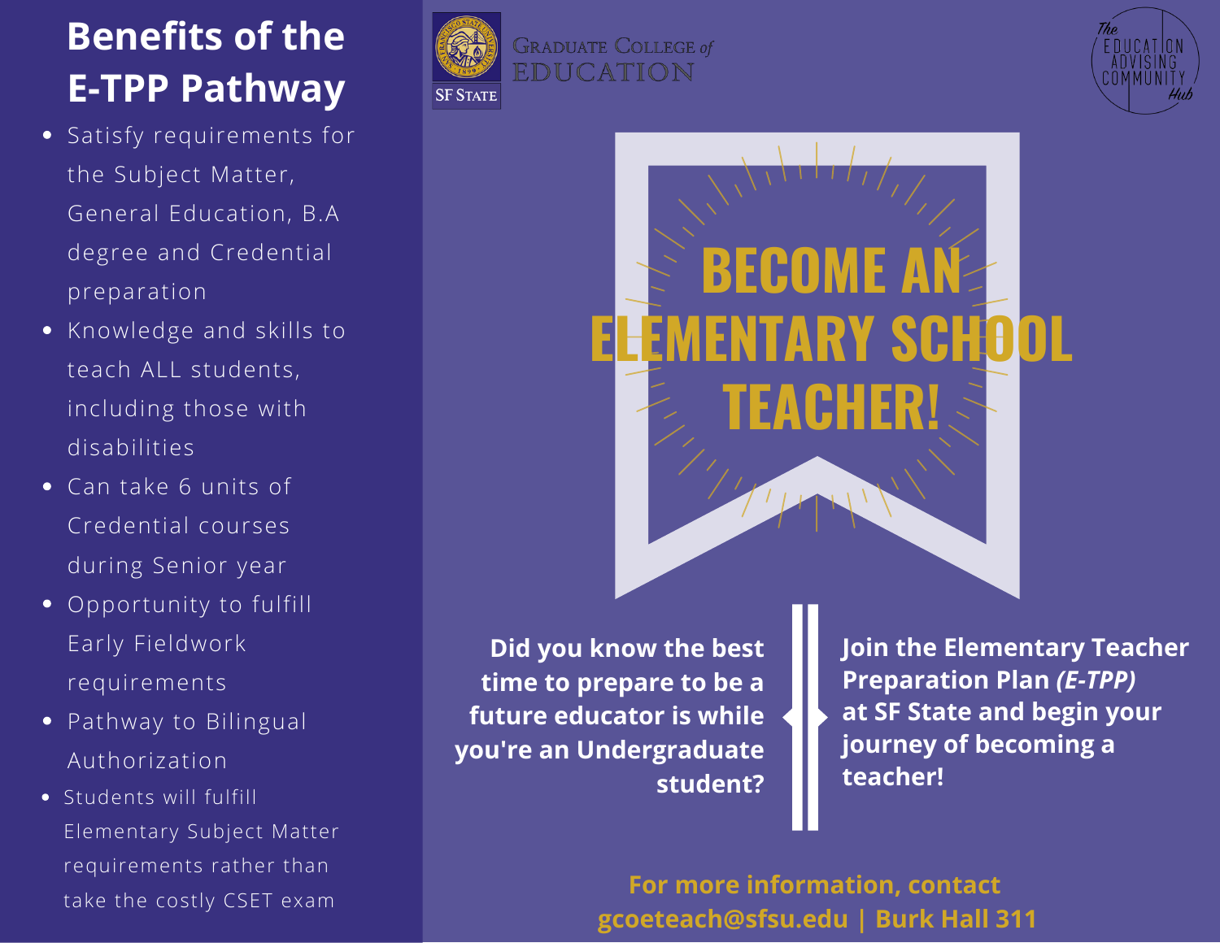# Benefits of the E-TPP Pathway

- Satisfy requirements for the Subject Matter, General Education, B.A degree and Credential preparation
- Knowledge and skills to teach ALL students, including those with disabilities
- Can take 6 units of Credential courses during Senior year
- Opportunity to fulfill Early Fieldwork requirements
- Pathway to Bilingual Authorization
- Students will fulfill Elementary Subject Matter requirements rather than take the costly CSET exam

SF State | Graduate College of Education

The Education Advising Community Hub

# BECOME AN ELEMENTARY SCHOOL TEACHER!

**Did you know the best time to prepare to be a future educator is while you're an Undergraduate student?**

**Join the Elementary Teacher Preparation Plan *(E-TPP)* at SF State and begin your journey of becoming a teacher!**

**For more information, contact gcoeteach@sfsu.edu | Burk Hall 311**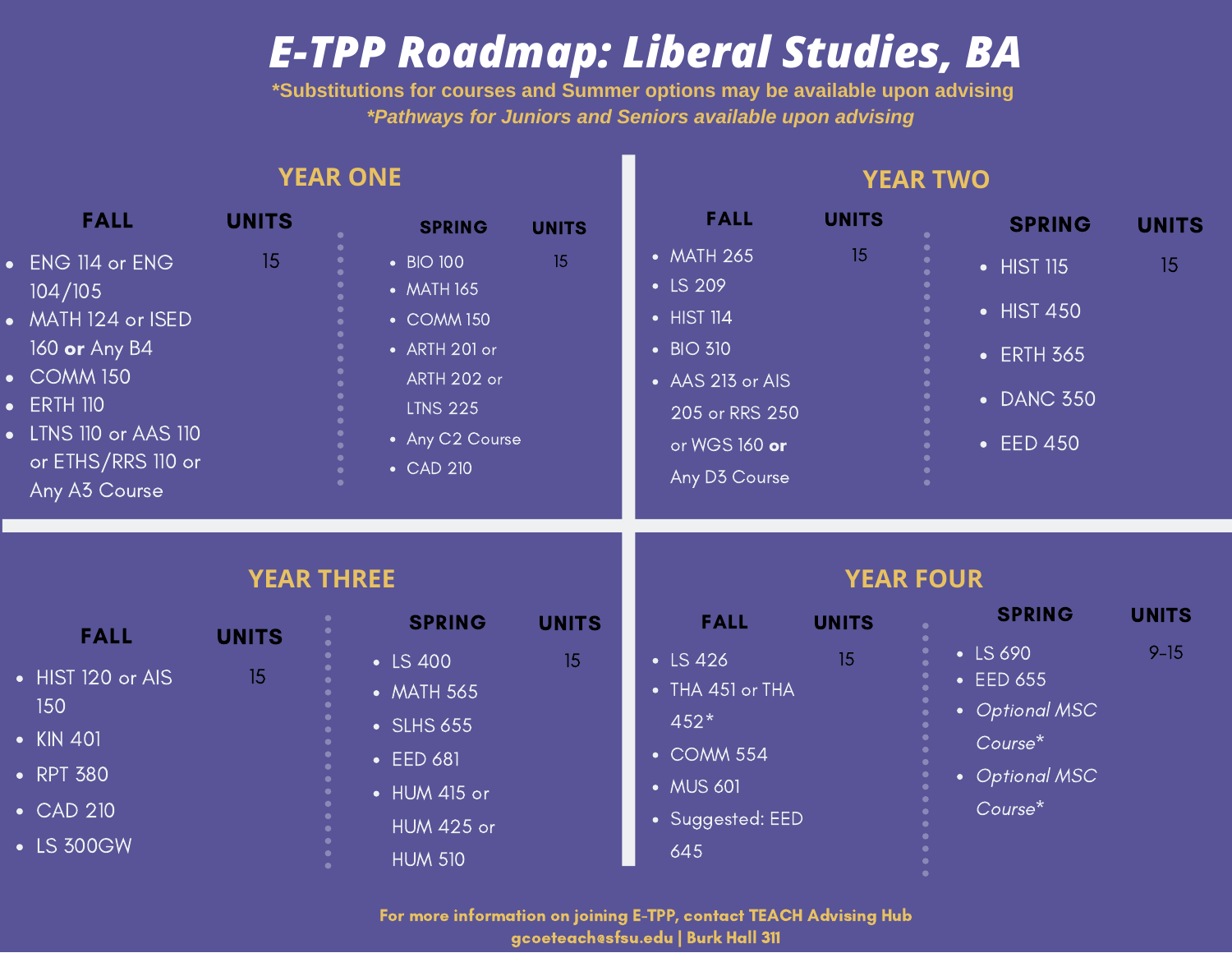# E-TPP Roadmap: Liberal Studies, BA

***Substitutions for courses and Summer options may be available upon advising***

***Pathways for Juniors and Seniors available upon advising***

## YEAR ONE

| FALL | UNITS | SPRING | UNITS |
|---|---|---|---|
| • ENG 114 or ENG 104/105<br>• MATH 124 or ISED 160 **or** Any B4<br>• COMM 150<br>• ERTH 110<br>• LTNS 110 or AAS 110 or ETHS/RRS 110 or Any A3 Course | 15 | • BIO 100<br>• MATH 165<br>• COMM 150<br>• ARTH 201 or ARTH 202 or LTNS 225<br>• Any C2 Course<br>• CAD 210 | 15 |

## YEAR TWO

| FALL | UNITS | SPRING | UNITS |
|---|---|---|---|
| • MATH 265<br>• LS 209<br>• HIST 114<br>• BIO 310<br>• AAS 213 or AIS 205 or RRS 250 or WGS 160 **or** Any D3 Course | 15 | • HIST 115<br>• HIST 450<br>• ERTH 365<br>• DANC 350<br>• EED 450 | 15 |

## YEAR THREE

| FALL | UNITS | SPRING | UNITS |
|---|---|---|---|
| • HIST 120 or AIS 150<br>• KIN 401<br>• RPT 380<br>• CAD 210<br>• LS 300GW | 15 | • LS 400<br>• MATH 565<br>• SLHS 655<br>• EED 681<br>• HUM 415 or HUM 425 or HUM 510 | 15 |

## YEAR FOUR

| FALL | UNITS | SPRING | UNITS |
|---|---|---|---|
| • LS 426<br>• THA 451 or THA 452*<br>• COMM 554<br>• MUS 601<br>• Suggested: EED 645 | 15 | • LS 690<br>• EED 655<br>• *Optional MSC Course**<br>• *Optional MSC Course** | 9-15 |

**For more information on joining E-TPP, contact TEACH Advising Hub**

**gcoeteach@sfsu.edu | Burk Hall 311**